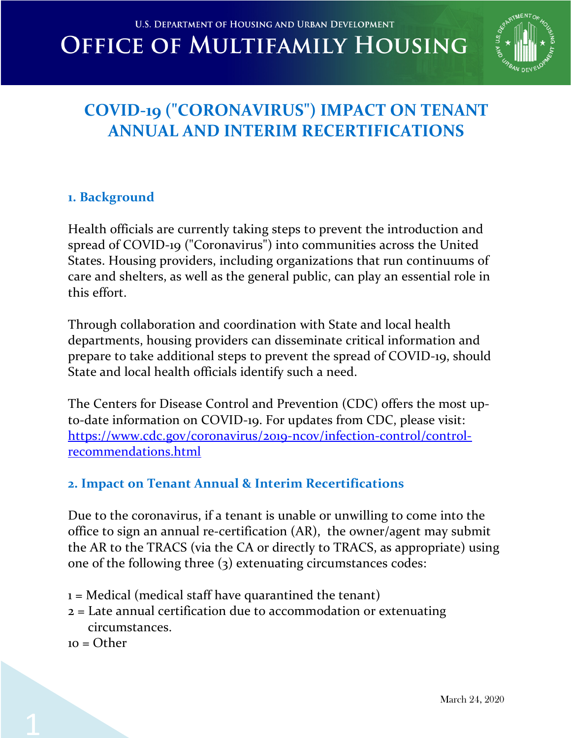U.S. Department of Housing and Urban Development

# Office of Multifamily Housing

## COVID-19 ("CORONAVIRUS") IMPACT ON TENANT ANNUAL AND INTERIM RECERTIFICATIONS

### 1. Background

Health officials are currently taking steps to prevent the introduction and spread of COVID-19 ("Coronavirus") into communities across the United States. Housing providers, including organizations that run continuums of care and shelters, as well as the general public, can play an essential role in this effort.

Through collaboration and coordination with State and local health departments, housing providers can disseminate critical information and prepare to take additional steps to prevent the spread of COVID-19, should State and local health officials identify such a need.

The Centers for Disease Control and Prevention (CDC) offers the most up-to-date information on COVID-19. For updates from CDC, please visit: https://www.cdc.gov/coronavirus/2019-ncov/infection-control/control-recommendations.html

### 2. Impact on Tenant Annual & Interim Recertifications

Due to the coronavirus, if a tenant is unable or unwilling to come into the office to sign an annual re-certification (AR), the owner/agent may submit the AR to the TRACS (via the CA or directly to TRACS, as appropriate) using one of the following three (3) extenuating circumstances codes:

1 = Medical (medical staff have quarantined the tenant)
2 = Late annual certification due to accommodation or extenuating circumstances.
10 = Other

March 24, 2020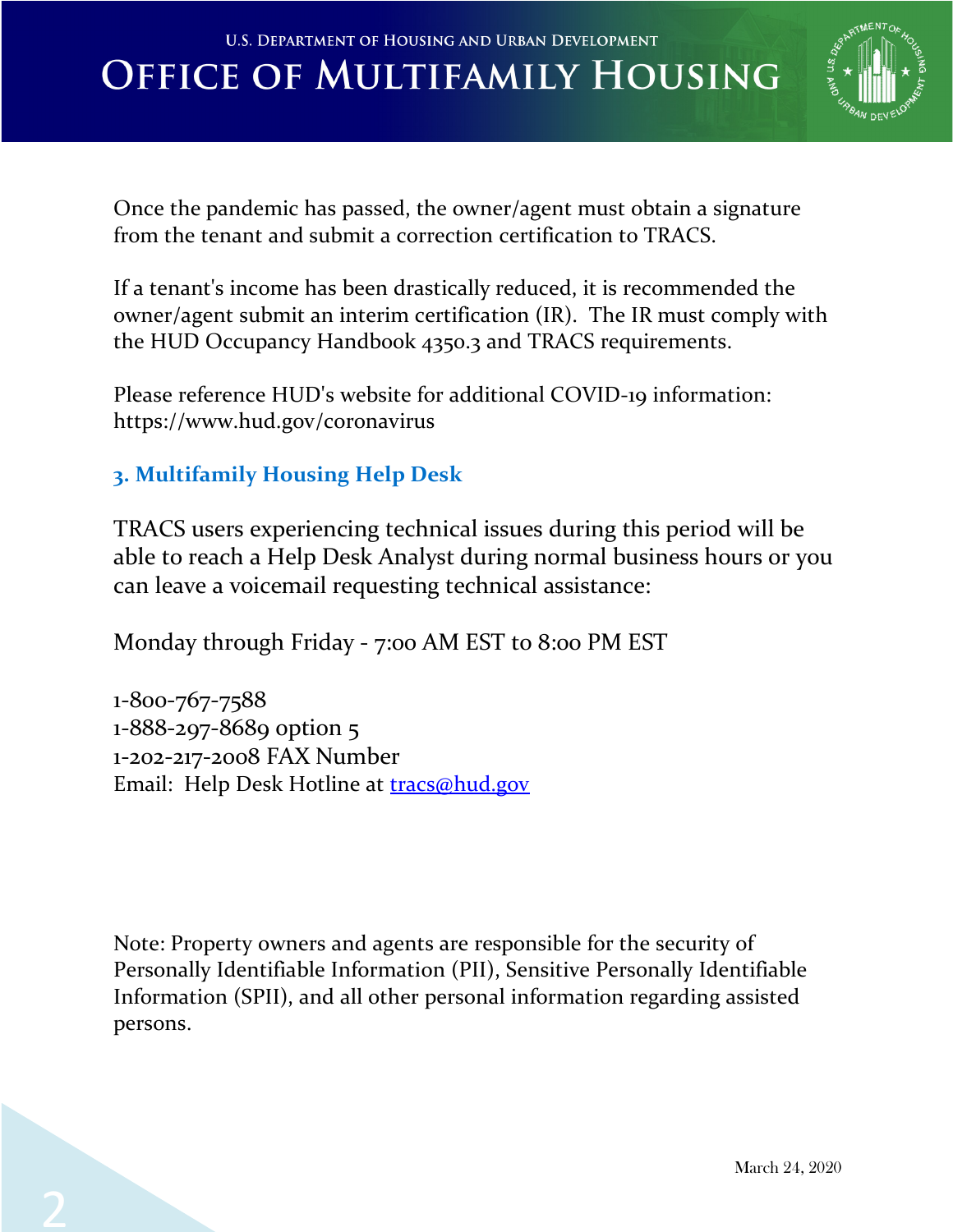Once the pandemic has passed, the owner/agent must obtain a signature from the tenant and submit a correction certification to TRACS.

If a tenant's income has been drastically reduced, it is recommended the owner/agent submit an interim certification (IR). The IR must comply with the HUD Occupancy Handbook 4350.3 and TRACS requirements.

Please reference HUD's website for additional COVID-19 information: https://www.hud.gov/coronavirus

### 3. Multifamily Housing Help Desk

TRACS users experiencing technical issues during this period will be able to reach a Help Desk Analyst during normal business hours or you can leave a voicemail requesting technical assistance:

Monday through Friday - 7:00 AM EST to 8:00 PM EST

1-800-767-7588
1-888-297-8689 option 5
1-202-217-2008 FAX Number
Email: Help Desk Hotline at tracs@hud.gov

Note: Property owners and agents are responsible for the security of Personally Identifiable Information (PII), Sensitive Personally Identifiable Information (SPII), and all other personal information regarding assisted persons.

March 24, 2020